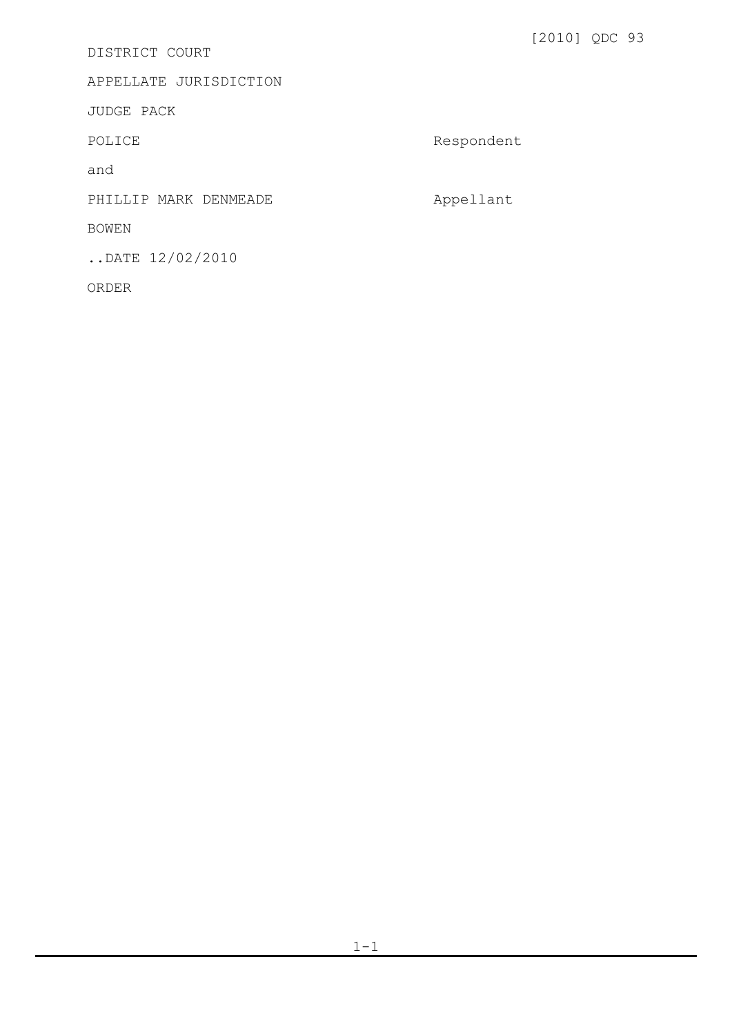[2010] QDC 93

DISTRICT COURT

APPELLATE JURISDICTION

JUDGE PACK

POLICE Respondent

and

PHILLIP MARK DENMEADE Appellant

BOWEN

..DATE 12/02/2010

ORDER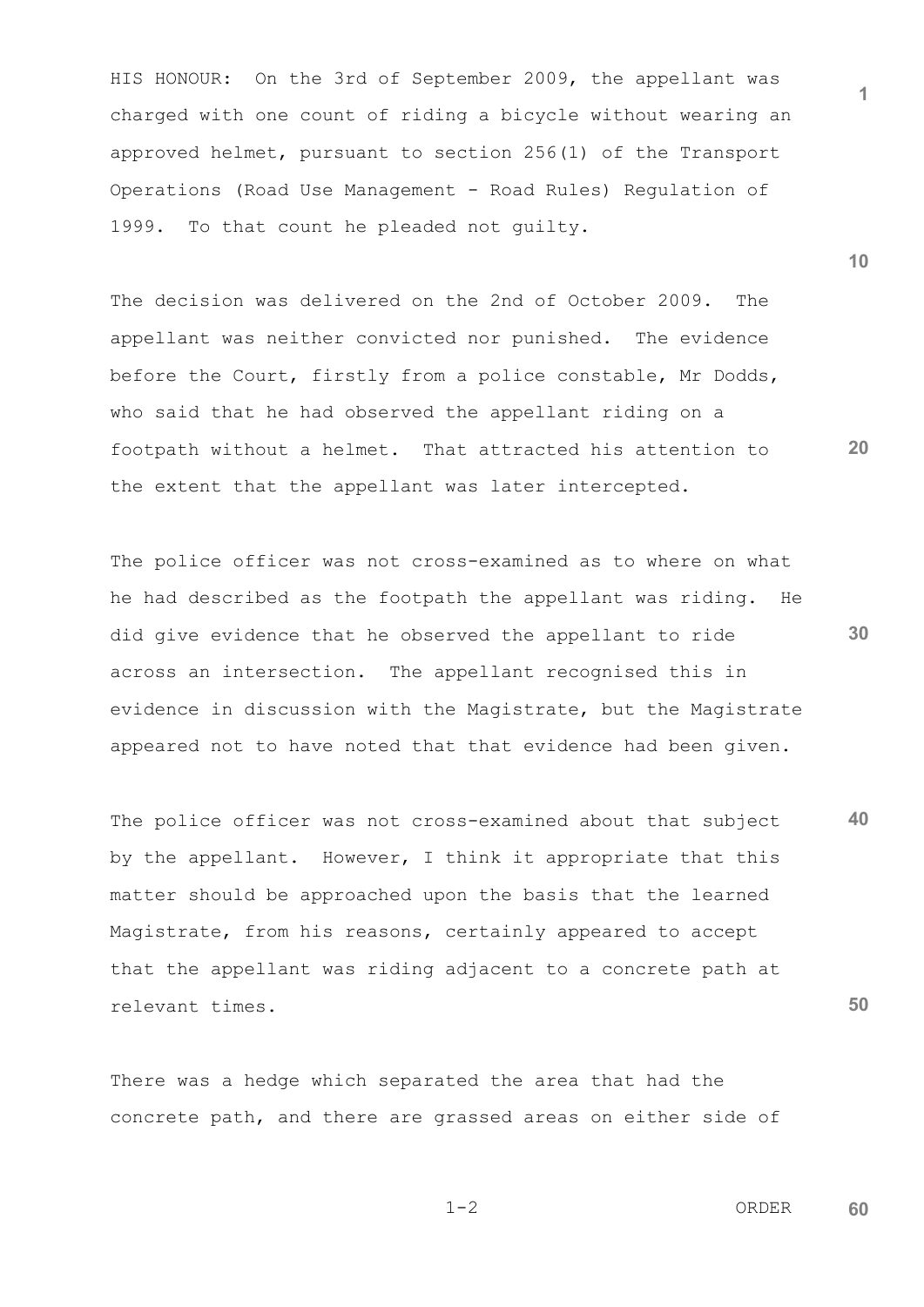HIS HONOUR: On the 3rd of September 2009, the appellant was charged with one count of riding a bicycle without wearing an approved helmet, pursuant to section 256(1) of the Transport Operations (Road Use Management - Road Rules) Regulation of 1999. To that count he pleaded not guilty.

The decision was delivered on the 2nd of October 2009. The appellant was neither convicted nor punished. The evidence before the Court, firstly from a police constable, Mr Dodds, who said that he had observed the appellant riding on a footpath without a helmet. That attracted his attention to the extent that the appellant was later intercepted.

The police officer was not cross-examined as to where on what he had described as the footpath the appellant was riding. He did give evidence that he observed the appellant to ride across an intersection. The appellant recognised this in evidence in discussion with the Magistrate, but the Magistrate appeared not to have noted that that evidence had been given.

The police officer was not cross-examined about that subject by the appellant. However, I think it appropriate that this matter should be approached upon the basis that the learned Magistrate, from his reasons, certainly appeared to accept that the appellant was riding adjacent to a concrete path at relevant times.

There was a hedge which separated the area that had the concrete path, and there are grassed areas on either side of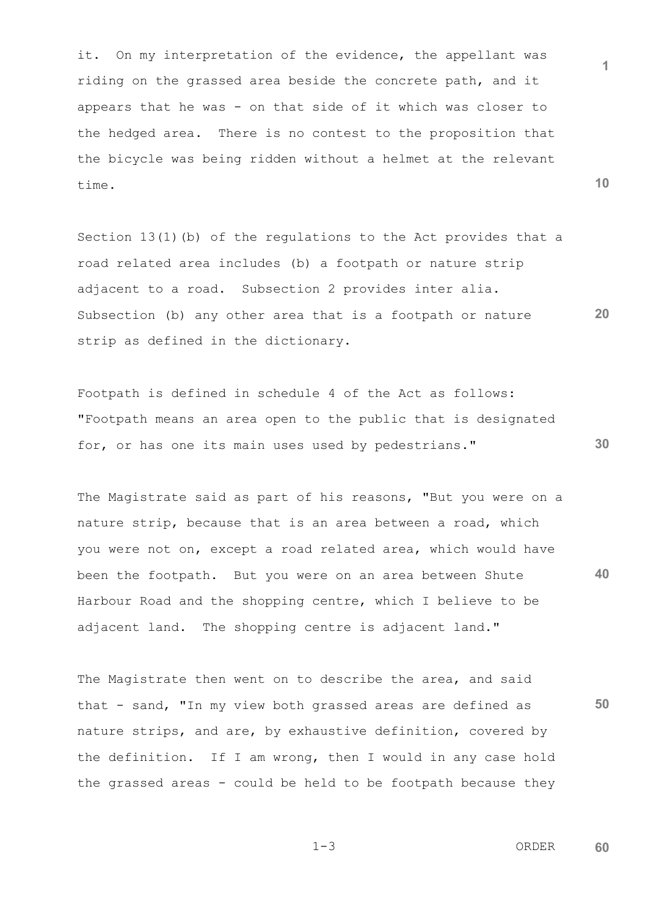it. On my interpretation of the evidence, the appellant was riding on the grassed area beside the concrete path, and it appears that he was - on that side of it which was closer to the hedged area. There is no contest to the proposition that the bicycle was being ridden without a helmet at the relevant time.

Section 13(1)(b) of the regulations to the Act provides that a road related area includes (b) a footpath or nature strip adjacent to a road. Subsection 2 provides inter alia. Subsection (b) any other area that is a footpath or nature strip as defined in the dictionary.

Footpath is defined in schedule 4 of the Act as follows: "Footpath means an area open to the public that is designated for, or has one its main uses used by pedestrians."

The Magistrate said as part of his reasons, "But you were on a nature strip, because that is an area between a road, which you were not on, except a road related area, which would have been the footpath. But you were on an area between Shute Harbour Road and the shopping centre, which I believe to be adjacent land. The shopping centre is adjacent land."

The Magistrate then went on to describe the area, and said that - sand, "In my view both grassed areas are defined as nature strips, and are, by exhaustive definition, covered by the definition. If I am wrong, then I would in any case hold the grassed areas - could be held to be footpath because they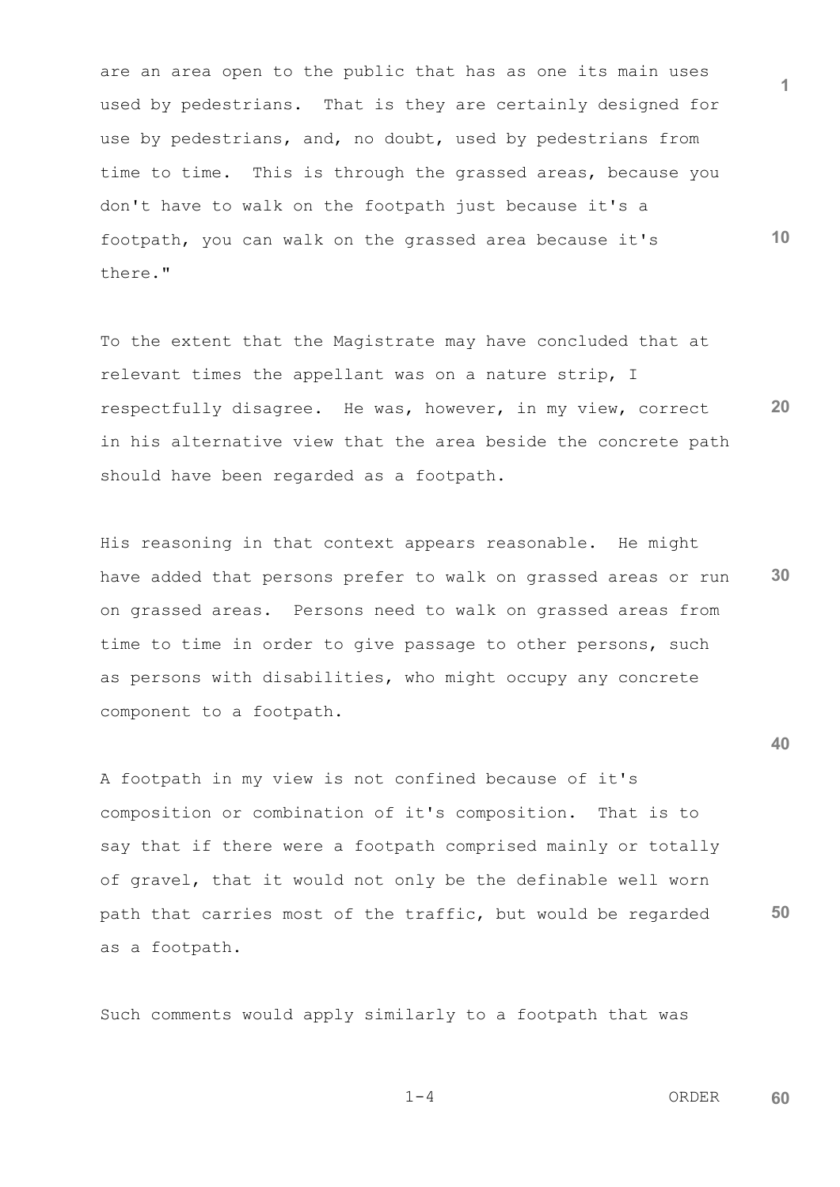are an area open to the public that has as one its main uses used by pedestrians. That is they are certainly designed for use by pedestrians, and, no doubt, used by pedestrians from time to time. This is through the grassed areas, because you don't have to walk on the footpath just because it's a footpath, you can walk on the grassed area because it's there."

To the extent that the Magistrate may have concluded that at relevant times the appellant was on a nature strip, I respectfully disagree. He was, however, in my view, correct in his alternative view that the area beside the concrete path should have been regarded as a footpath.

His reasoning in that context appears reasonable. He might have added that persons prefer to walk on grassed areas or run on grassed areas. Persons need to walk on grassed areas from time to time in order to give passage to other persons, such as persons with disabilities, who might occupy any concrete component to a footpath.

A footpath in my view is not confined because of it's composition or combination of it's composition. That is to say that if there were a footpath comprised mainly or totally of gravel, that it would not only be the definable well worn path that carries most of the traffic, but would be regarded as a footpath.

Such comments would apply similarly to a footpath that was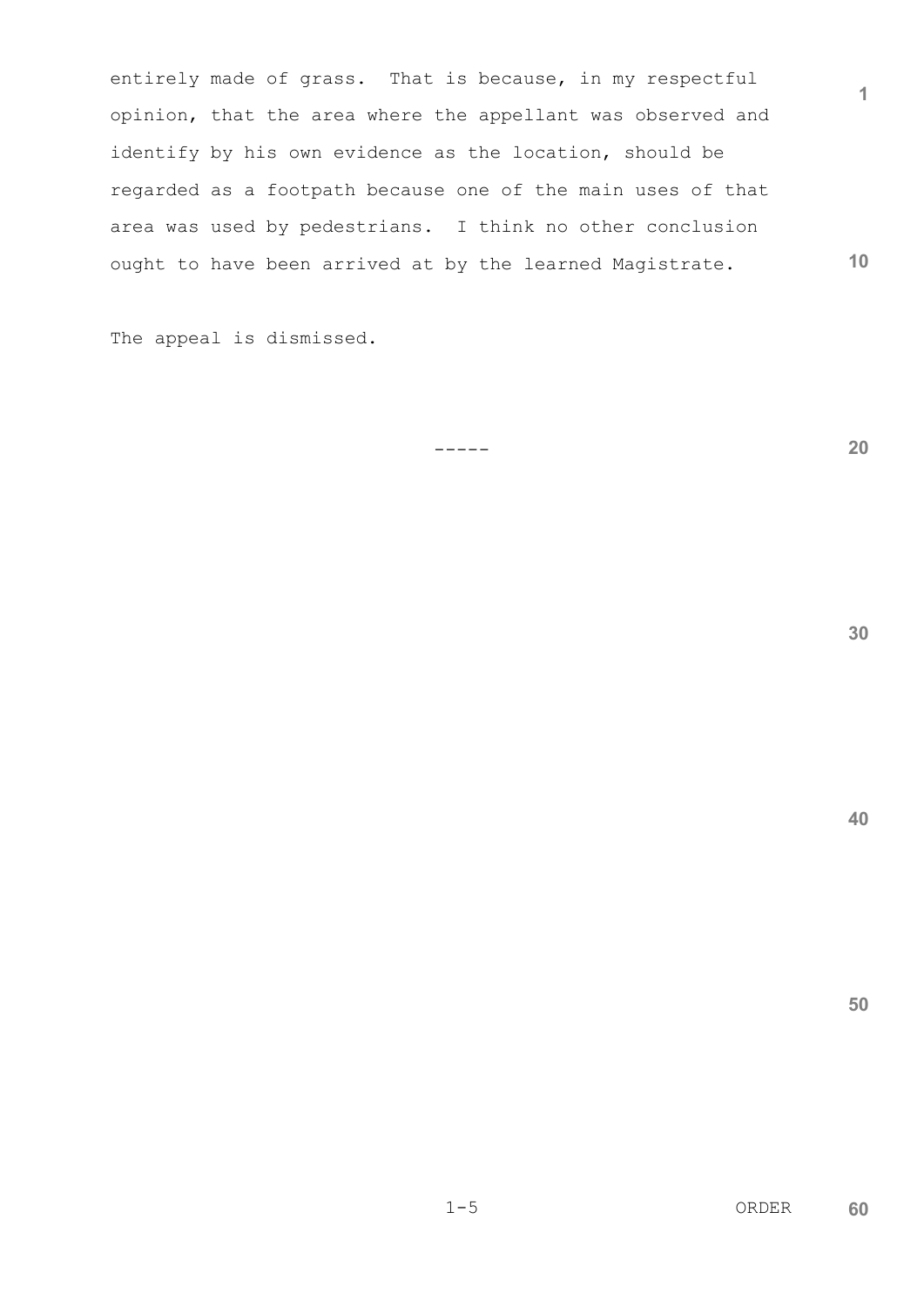entirely made of grass. That is because, in my respectful opinion, that the area where the appellant was observed and identify by his own evidence as the location, should be regarded as a footpath because one of the main uses of that area was used by pedestrians. I think no other conclusion ought to have been arrived at by the learned Magistrate.

The appeal is dismissed.

-----